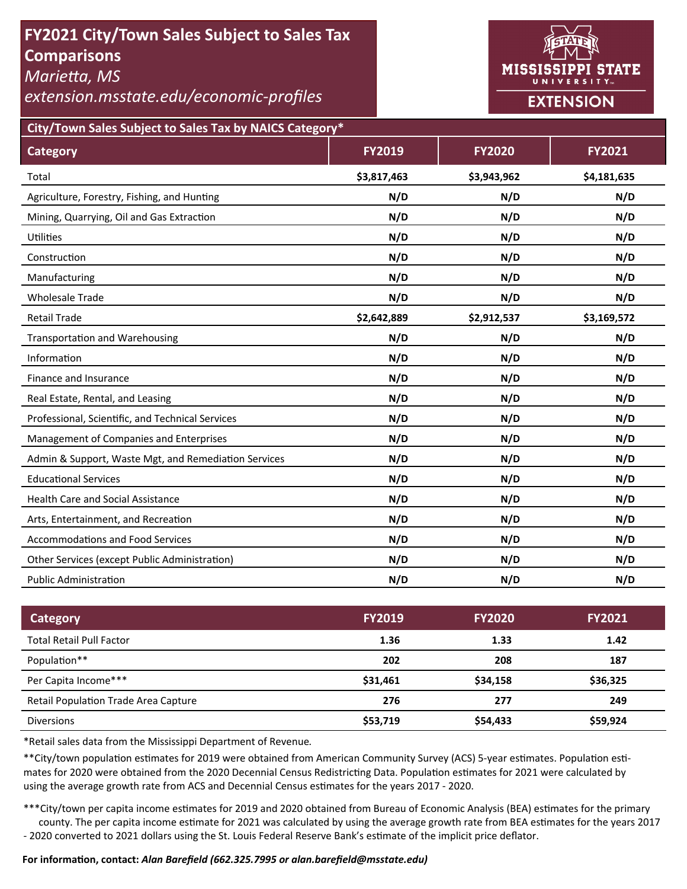# FY2021 City/Town Sales Subject to Sales Tax Comparisons

*Marietta, MS*

*extension.msstate.edu/economic-profiles*

MISSISSIPPI STATE UNIVERSITY EXTENSION

## City/Town Sales Subject to Sales Tax by NAICS Category*

| Category | FY2019 | FY2020 | FY2021 |
|---|---|---|---|
| Total | **$3,817,463** | **$3,943,962** | **$4,181,635** |
| Agriculture, Forestry, Fishing, and Hunting | **N/D** | **N/D** | **N/D** |
| Mining, Quarrying, Oil and Gas Extraction | **N/D** | **N/D** | **N/D** |
| Utilities | **N/D** | **N/D** | **N/D** |
| Construction | **N/D** | **N/D** | **N/D** |
| Manufacturing | **N/D** | **N/D** | **N/D** |
| Wholesale Trade | **N/D** | **N/D** | **N/D** |
| Retail Trade | **$2,642,889** | **$2,912,537** | **$3,169,572** |
| Transportation and Warehousing | **N/D** | **N/D** | **N/D** |
| Information | **N/D** | **N/D** | **N/D** |
| Finance and Insurance | **N/D** | **N/D** | **N/D** |
| Real Estate, Rental, and Leasing | **N/D** | **N/D** | **N/D** |
| Professional, Scientific, and Technical Services | **N/D** | **N/D** | **N/D** |
| Management of Companies and Enterprises | **N/D** | **N/D** | **N/D** |
| Admin & Support, Waste Mgt, and Remediation Services | **N/D** | **N/D** | **N/D** |
| Educational Services | **N/D** | **N/D** | **N/D** |
| Health Care and Social Assistance | **N/D** | **N/D** | **N/D** |
| Arts, Entertainment, and Recreation | **N/D** | **N/D** | **N/D** |
| Accommodations and Food Services | **N/D** | **N/D** | **N/D** |
| Other Services (except Public Administration) | **N/D** | **N/D** | **N/D** |
| Public Administration | **N/D** | **N/D** | **N/D** |

| Category | FY2019 | FY2020 | FY2021 |
|---|---|---|---|
| Total Retail Pull Factor | **1.36** | **1.33** | **1.42** |
| Population** | **202** | **208** | **187** |
| Per Capita Income*** | **$31,461** | **$34,158** | **$36,325** |
| Retail Population Trade Area Capture | **276** | **277** | **249** |
| Diversions | **$53,719** | **$54,433** | **$59,924** |

*Retail sales data from the Mississippi Department of Revenue.

**City/town population estimates for 2019 were obtained from American Community Survey (ACS) 5-year estimates. Population estimates for 2020 were obtained from the 2020 Decennial Census Redistricting Data. Population estimates for 2021 were calculated by using the average growth rate from ACS and Decennial Census estimates for the years 2017 - 2020.

***City/town per capita income estimates for 2019 and 2020 obtained from Bureau of Economic Analysis (BEA) estimates for the primary county. The per capita income estimate for 2021 was calculated by using the average growth rate from BEA estimates for the years 2017 - 2020 converted to 2021 dollars using the St. Louis Federal Reserve Bank's estimate of the implicit price deflator.

**For information, contact:** ***Alan Barefield (662.325.7995 or alan.barefield@msstate.edu)***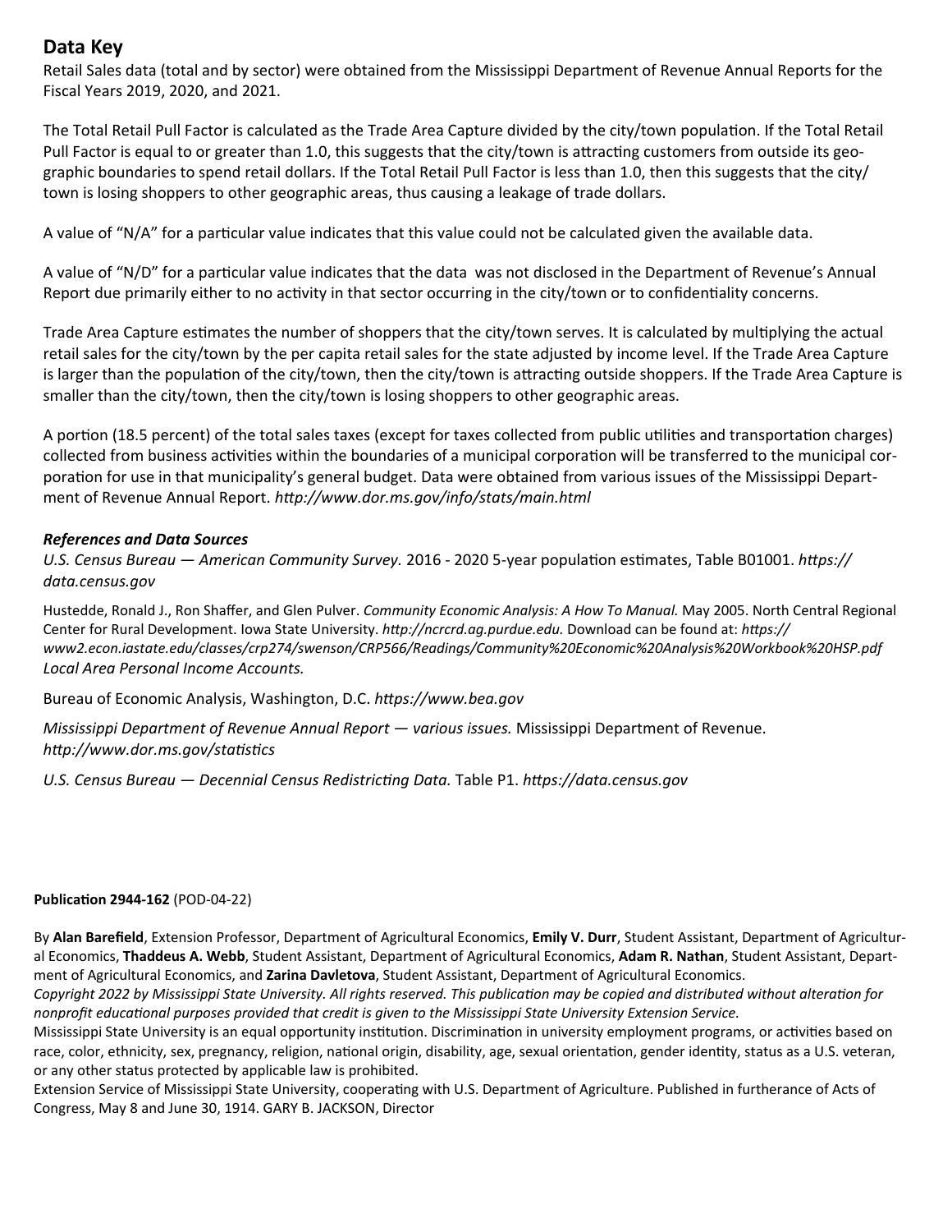## Data Key

Retail Sales data (total and by sector) were obtained from the Mississippi Department of Revenue Annual Reports for the Fiscal Years 2019, 2020, and 2021.

The Total Retail Pull Factor is calculated as the Trade Area Capture divided by the city/town population. If the Total Retail Pull Factor is equal to or greater than 1.0, this suggests that the city/town is attracting customers from outside its geographic boundaries to spend retail dollars. If the Total Retail Pull Factor is less than 1.0, then this suggests that the city/town is losing shoppers to other geographic areas, thus causing a leakage of trade dollars.

A value of "N/A" for a particular value indicates that this value could not be calculated given the available data.

A value of "N/D" for a particular value indicates that the data was not disclosed in the Department of Revenue's Annual Report due primarily either to no activity in that sector occurring in the city/town or to confidentiality concerns.

Trade Area Capture estimates the number of shoppers that the city/town serves. It is calculated by multiplying the actual retail sales for the city/town by the per capita retail sales for the state adjusted by income level. If the Trade Area Capture is larger than the population of the city/town, then the city/town is attracting outside shoppers. If the Trade Area Capture is smaller than the city/town, then the city/town is losing shoppers to other geographic areas.

A portion (18.5 percent) of the total sales taxes (except for taxes collected from public utilities and transportation charges) collected from business activities within the boundaries of a municipal corporation will be transferred to the municipal corporation for use in that municipality's general budget. Data were obtained from various issues of the Mississippi Department of Revenue Annual Report. *http://www.dor.ms.gov/info/stats/main.html*

### *References and Data Sources*

*U.S. Census Bureau — American Community Survey.* 2016 - 2020 5-year population estimates, Table B01001. *https://data.census.gov*

Hustedde, Ronald J., Ron Shaffer, and Glen Pulver. *Community Economic Analysis: A How To Manual.* May 2005. North Central Regional Center for Rural Development. Iowa State University. *http://ncrcrd.ag.purdue.edu.* Download can be found at: *https://www2.econ.iastate.edu/classes/crp274/swenson/CRP566/Readings/Community%20Economic%20Analysis%20Workbook%20HSP.pdf*
*Local Area Personal Income Accounts.*

Bureau of Economic Analysis, Washington, D.C. *https://www.bea.gov*

*Mississippi Department of Revenue Annual Report — various issues.* Mississippi Department of Revenue. *http://www.dor.ms.gov/statistics*

*U.S. Census Bureau — Decennial Census Redistricting Data.* Table P1. *https://data.census.gov*

**Publication 2944-162** (POD-04-22)

By **Alan Barefield**, Extension Professor, Department of Agricultural Economics, **Emily V. Durr**, Student Assistant, Department of Agricultural Economics, **Thaddeus A. Webb**, Student Assistant, Department of Agricultural Economics, **Adam R. Nathan**, Student Assistant, Department of Agricultural Economics, and **Zarina Davletova**, Student Assistant, Department of Agricultural Economics.

*Copyright 2022 by Mississippi State University. All rights reserved. This publication may be copied and distributed without alteration for nonprofit educational purposes provided that credit is given to the Mississippi State University Extension Service.*

Mississippi State University is an equal opportunity institution. Discrimination in university employment programs, or activities based on race, color, ethnicity, sex, pregnancy, religion, national origin, disability, age, sexual orientation, gender identity, status as a U.S. veteran, or any other status protected by applicable law is prohibited.

Extension Service of Mississippi State University, cooperating with U.S. Department of Agriculture. Published in furtherance of Acts of Congress, May 8 and June 30, 1914. GARY B. JACKSON, Director